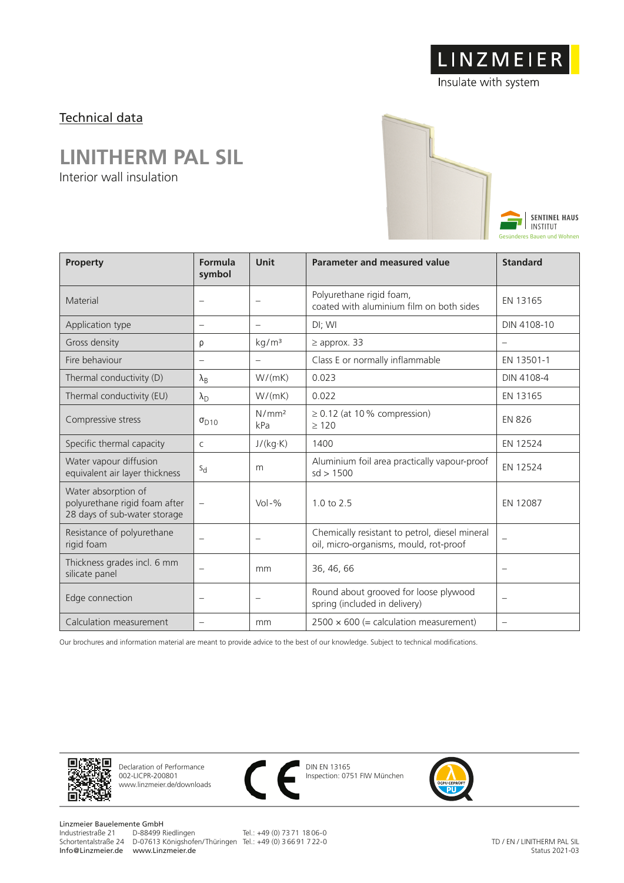LINZMEIER

Insulate with system

Technical data

# LINITHERM PAL SIL

Interior wall insulation

SENTINEL HAUS INSTITUT
Gesünderes Bauen und Wohnen

| Property | Formula symbol | Unit | Parameter and measured value | Standard |
|---|---|---|---|---|
| Material | – | – | Polyurethane rigid foam, coated with aluminium film on both sides | EN 13165 |
| Application type | – | – | DI; WI | DIN 4108-10 |
| Gross density | ρ | kg/m³ | ≥ approx. 33 | – |
| Fire behaviour | – | – | Class E or normally inflammable | EN 13501-1 |
| Thermal conductivity (D) | $\lambda_B$ | W/(mK) | 0.023 | DIN 4108-4 |
| Thermal conductivity (EU) | $\lambda_D$ | W/(mK) | 0.022 | EN 13165 |
| Compressive stress | $\sigma_{D10}$ | N/mm² kPa | ≥ 0.12 (at 10 % compression) ≥ 120 | EN 826 |
| Specific thermal capacity | c | J/(kg·K) | 1400 | EN 12524 |
| Water vapour diffusion equivalent air layer thickness | $s_d$ | m | Aluminium foil area practically vapour-proof sd > 1500 | EN 12524 |
| Water absorption of polyurethane rigid foam after 28 days of sub-water storage | – | Vol-% | 1.0 to 2.5 | EN 12087 |
| Resistance of polyurethane rigid foam | – | – | Chemically resistant to petrol, diesel mineral oil, micro-organisms, mould, rot-proof | – |
| Thickness grades incl. 6 mm silicate panel | – | mm | 36, 46, 66 | – |
| Edge connection | – | – | Round about grooved for loose plywood spring (included in delivery) | – |
| Calculation measurement | – | mm | 2500 × 600 (= calculation measurement) | – |

Our brochures and information material are meant to provide advice to the best of our knowledge. Subject to technical modifications.

Declaration of Performance
002-LICPR-200801
www.linzmeier.de/downloads

DIN EN 13165
Inspection: 0751 FIW München

Linzmeier Bauelemente GmbH
Industriestraße 21 D-88499 Riedlingen Tel.: +49 (0) 73 71 18 06-0
Schortentalstraße 24 D-07613 Königshofen/Thüringen Tel.: +49 (0) 3 66 91 7 22-0
Info@Linzmeier.de www.Linzmeier.de

TD / EN / LINITHERM PAL SIL
Status 2021-03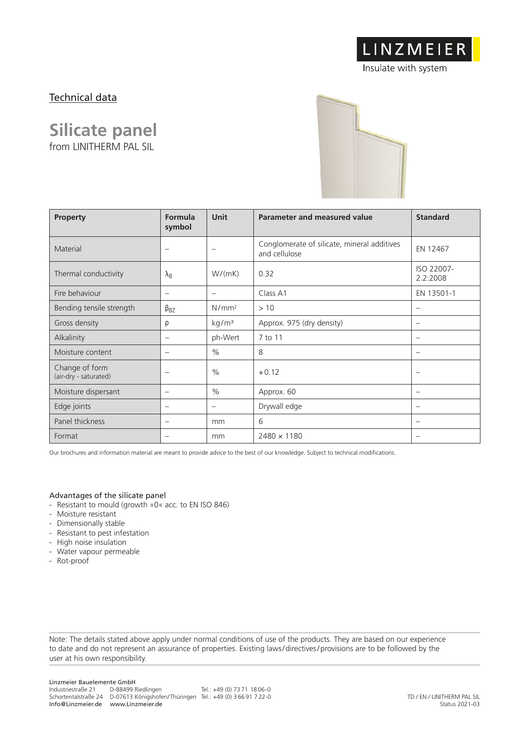LINZMEIER

Insulate with system

Technical data

# Silicate panel

from LINITHERM PAL SIL

| Property | Formula symbol | Unit | Parameter and measured value | Standard |
|---|---|---|---|---|
| Material | – | – | Conglomerate of silicate, mineral additives and cellulose | EN 12467 |
| Thermal conductivity | $\lambda_B$ | W/(mK) | 0.32 | ISO 22007-2.2:2008 |
| Fire behaviour | – | – | Class A1 | EN 13501-1 |
| Bending tensile strength | $\beta_{BZ}$ | N/mm² | > 10 | – |
| Gross density | ρ | kg/m³ | Approx. 975 (dry density) | – |
| Alkalinity | – | ph-Wert | 7 to 11 | – |
| Moisture content | – | % | 8 | – |
| Change of form (air-dry - saturated) | – | % | +0.12 | – |
| Moisture dispersant | – | % | Approx. 60 | – |
| Edge joints | – | – | Drywall edge | – |
| Panel thickness | – | mm | 6 | – |
| Format | – | mm | 2480 × 1180 | – |

Our brochures and information material are meant to provide advice to the best of our knowledge. Subject to technical modifications.

Advantages of the silicate panel

- Resistant to mould (growth »0« acc. to EN ISO 846)
- Moisture resistant
- Dimensionally stable
- Resistant to pest infestation
- High noise insulation
- Water vapour permeable
- Rot-proof

Note: The details stated above apply under normal conditions of use of the products. They are based on our experience to date and do not represent an assurance of properties. Existing laws/directives/provisions are to be followed by the user at his own responsibility.

Linzmeier Bauelemente GmbH
Industriestraße 21 D-88499 Riedlingen Tel.: +49 (0) 73 71 18 06-0
Schortentalstraße 24 D-07613 Königshofen/Thüringen Tel.: +49 (0) 3 66 91 7 22-0
Info@Linzmeier.de www.Linzmeier.de

TD / EN / LINITHERM PAL SIL
Status 2021-03